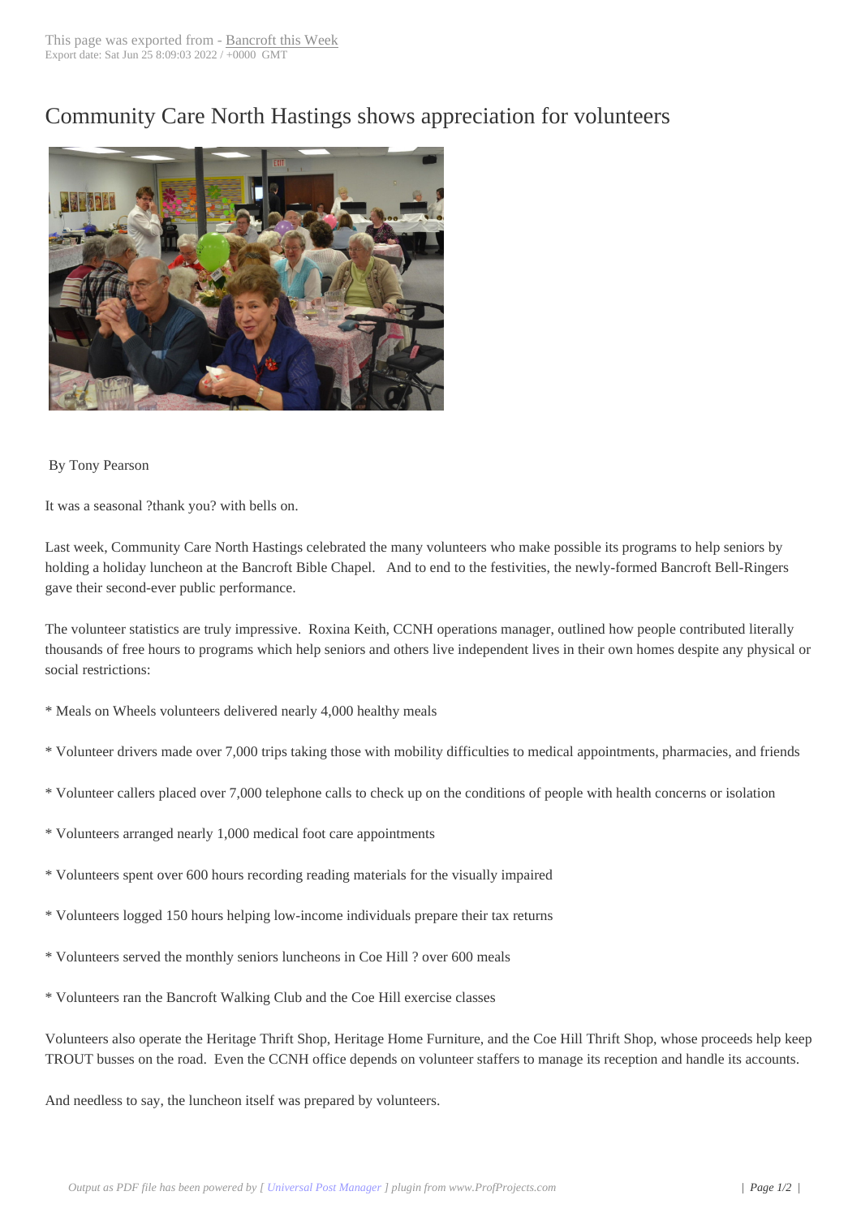# Community Care North Hastings shows appreciation for volunteers

By Tony Pearson

It was a seasonal ?thank you? with bells on.

Last week, Community Care North Hastings celebrated the many volunteers who make possible its programs to help seniors by holding a holiday luncheon at the Bancroft Bible Chapel.   And to end to the festivities, the newly-formed Bancroft Bell-Ringers gave their second-ever public performance.

The volunteer statistics are truly impressive.  Roxina Keith, CCNH operations manager, outlined how people contributed literally thousands of free hours to programs which help seniors and others live independent lives in their own homes despite any physical or social restrictions:

* Meals on Wheels volunteers delivered nearly 4,000 healthy meals

* Volunteer drivers made over 7,000 trips taking those with mobility difficulties to medical appointments, pharmacies, and friends

* Volunteer callers placed over 7,000 telephone calls to check up on the conditions of people with health concerns or isolation

* Volunteers arranged nearly 1,000 medical foot care appointments

* Volunteers spent over 600 hours recording reading materials for the visually impaired

* Volunteers logged 150 hours helping low-income individuals prepare their tax returns

* Volunteers served the monthly seniors luncheons in Coe Hill ? over 600 meals

* Volunteers ran the Bancroft Walking Club and the Coe Hill exercise classes

Volunteers also operate the Heritage Thrift Shop, Heritage Home Furniture, and the Coe Hill Thrift Shop, whose proceeds help keep TROUT busses on the road.  Even the CCNH office depends on volunteer staffers to manage its reception and handle its accounts.

And needless to say, the luncheon itself was prepared by volunteers.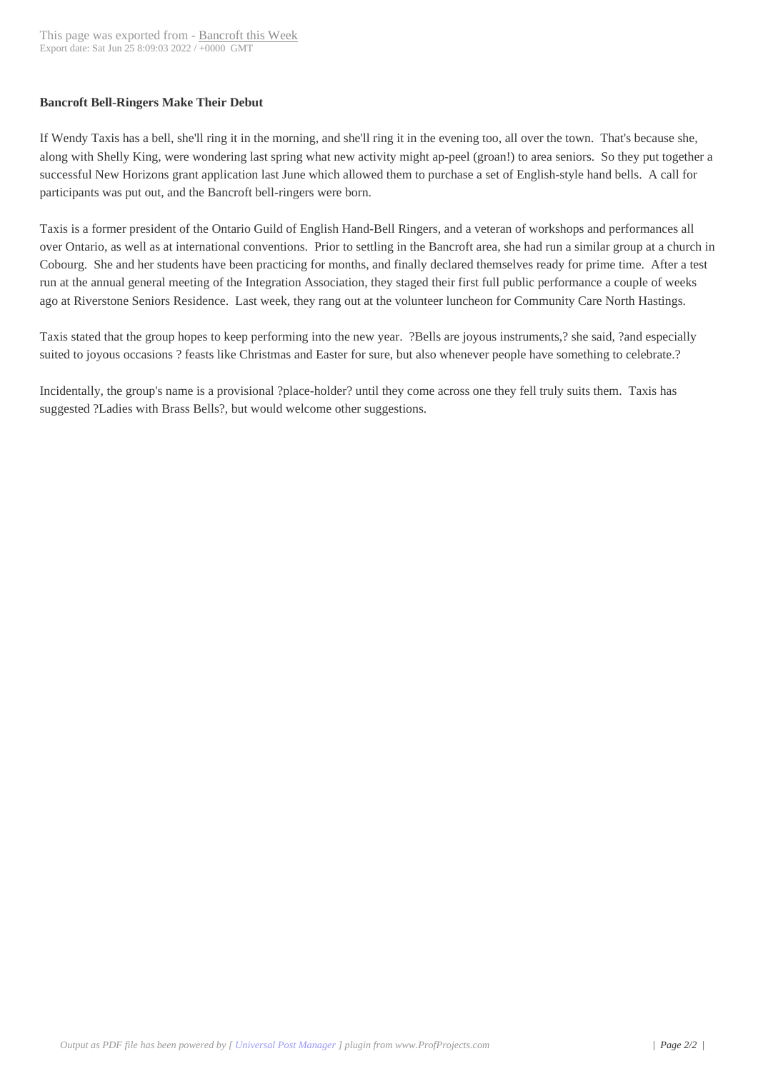**Bancroft Bell-Ringers Make Their Debut**

If Wendy Taxis has a bell, she'll ring it in the morning, and she'll ring it in the evening too, all over the town. That's because she, along with Shelly King, were wondering last spring what new activity might ap-peel (groan!) to area seniors. So they put together a successful New Horizons grant application last June which allowed them to purchase a set of English-style hand bells. A call for participants was put out, and the Bancroft bell-ringers were born.

Taxis is a former president of the Ontario Guild of English Hand-Bell Ringers, and a veteran of workshops and performances all over Ontario, as well as at international conventions. Prior to settling in the Bancroft area, she had run a similar group at a church in Cobourg. She and her students have been practicing for months, and finally declared themselves ready for prime time. After a test run at the annual general meeting of the Integration Association, they staged their first full public performance a couple of weeks ago at Riverstone Seniors Residence. Last week, they rang out at the volunteer luncheon for Community Care North Hastings.

Taxis stated that the group hopes to keep performing into the new year. ?Bells are joyous instruments,? she said, ?and especially suited to joyous occasions ? feasts like Christmas and Easter for sure, but also whenever people have something to celebrate.?

Incidentally, the group's name is a provisional ?place-holder? until they come across one they fell truly suits them. Taxis has suggested ?Ladies with Brass Bells?, but would welcome other suggestions.